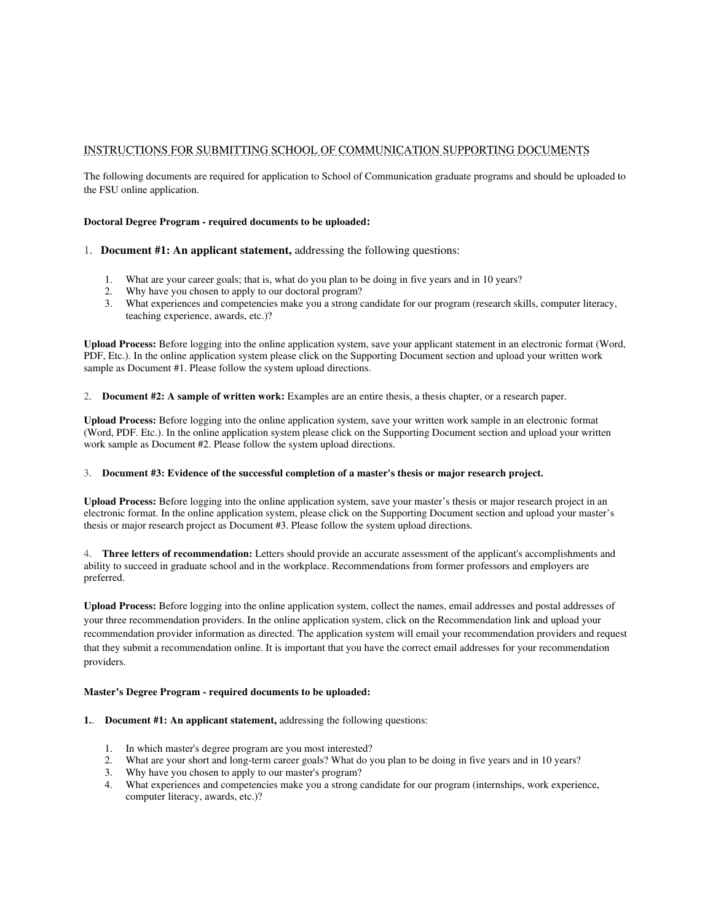# INSTRUCTIONS FOR SUBMITTING SCHOOL OF COMMUNICATION SUPPORTING DOCUMENTS

The following documents are required for application to School of Communication graduate programs and should be uploaded to the FSU online application.

**Doctoral Degree Program - required documents to be uploaded:**

1. **Document #1: An applicant statement,** addressing the following questions:

    1. What are your career goals; that is, what do you plan to be doing in five years and in 10 years?
    2. Why have you chosen to apply to our doctoral program?
    3. What experiences and competencies make you a strong candidate for our program (research skills, computer literacy, teaching experience, awards, etc.)?

**Upload Process:** Before logging into the online application system, save your applicant statement in an electronic format (Word, PDF, Etc.). In the online application system please click on the Supporting Document section and upload your written work sample as Document #1. Please follow the system upload directions.

2. **Document #2: A sample of written work:** Examples are an entire thesis, a thesis chapter, or a research paper.

**Upload Process:** Before logging into the online application system, save your written work sample in an electronic format (Word, PDF. Etc.). In the online application system please click on the Supporting Document section and upload your written work sample as Document #2. Please follow the system upload directions.

3. **Document #3: Evidence of the successful completion of a master's thesis or major research project.**

**Upload Process:** Before logging into the online application system, save your master's thesis or major research project in an electronic format. In the online application system, please click on the Supporting Document section and upload your master's thesis or major research project as Document #3. Please follow the system upload directions.

4. **Three letters of recommendation:** Letters should provide an accurate assessment of the applicant's accomplishments and ability to succeed in graduate school and in the workplace. Recommendations from former professors and employers are preferred.

**Upload Process:** Before logging into the online application system, collect the names, email addresses and postal addresses of your three recommendation providers. In the online application system, click on the Recommendation link and upload your recommendation provider information as directed. The application system will email your recommendation providers and request that they submit a recommendation online. It is important that you have the correct email addresses for your recommendation providers.

**Master's Degree Program - required documents to be uploaded:**

**1.**. **Document #1: An applicant statement,** addressing the following questions:

1. In which master's degree program are you most interested?
2. What are your short and long-term career goals? What do you plan to be doing in five years and in 10 years?
3. Why have you chosen to apply to our master's program?
4. What experiences and competencies make you a strong candidate for our program (internships, work experience, computer literacy, awards, etc.)?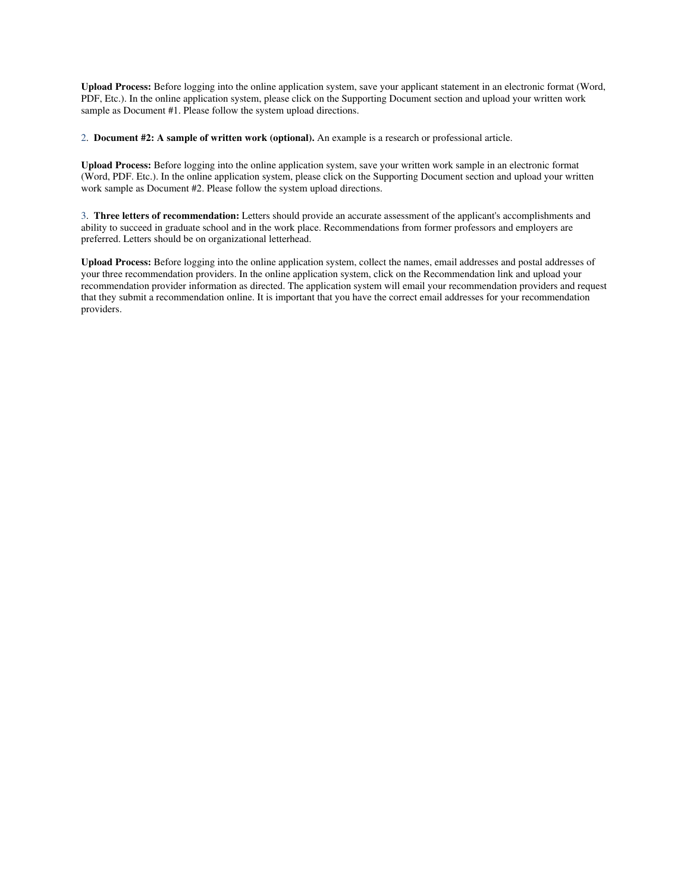**Upload Process:** Before logging into the online application system, save your applicant statement in an electronic format (Word, PDF, Etc.). In the online application system, please click on the Supporting Document section and upload your written work sample as Document #1. Please follow the system upload directions.

2. **Document #2: A sample of written work (optional).** An example is a research or professional article.

**Upload Process:** Before logging into the online application system, save your written work sample in an electronic format (Word, PDF. Etc.). In the online application system, please click on the Supporting Document section and upload your written work sample as Document #2. Please follow the system upload directions.

3. **Three letters of recommendation:** Letters should provide an accurate assessment of the applicant's accomplishments and ability to succeed in graduate school and in the work place. Recommendations from former professors and employers are preferred. Letters should be on organizational letterhead.

**Upload Process:** Before logging into the online application system, collect the names, email addresses and postal addresses of your three recommendation providers. In the online application system, click on the Recommendation link and upload your recommendation provider information as directed. The application system will email your recommendation providers and request that they submit a recommendation online. It is important that you have the correct email addresses for your recommendation providers.